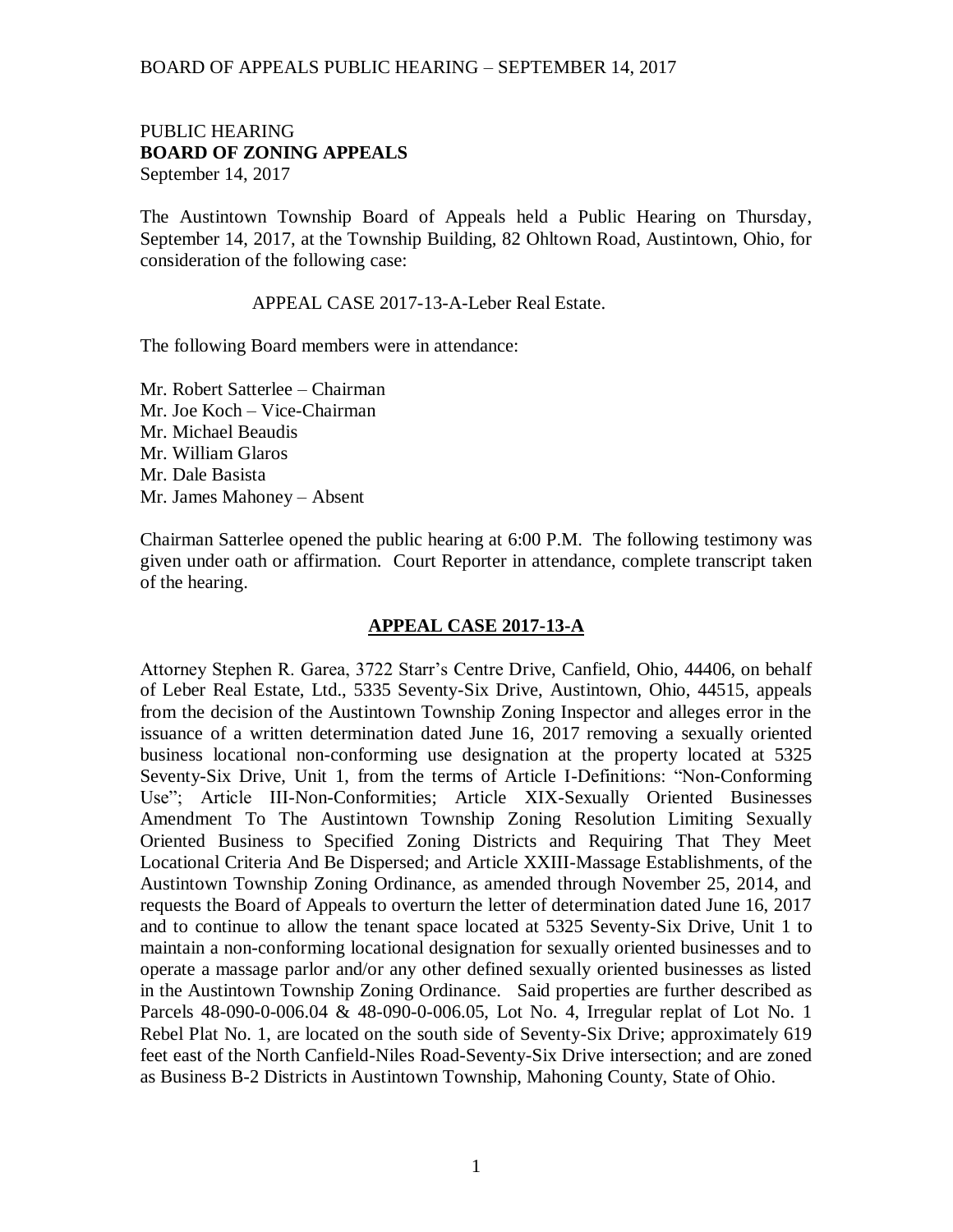PUBLIC HEARING
**BOARD OF ZONING APPEALS**
September 14, 2017

The Austintown Township Board of Appeals held a Public Hearing on Thursday, September 14, 2017, at the Township Building, 82 Ohltown Road, Austintown, Ohio, for consideration of the following case:

APPEAL CASE 2017-13-A-Leber Real Estate.

The following Board members were in attendance:

Mr. Robert Satterlee – Chairman
Mr. Joe Koch – Vice-Chairman
Mr. Michael Beaudis
Mr. William Glaros
Mr. Dale Basista
Mr. James Mahoney – Absent

Chairman Satterlee opened the public hearing at 6:00 P.M. The following testimony was given under oath or affirmation. Court Reporter in attendance, complete transcript taken of the hearing.

## APPEAL CASE 2017-13-A

Attorney Stephen R. Garea, 3722 Starr's Centre Drive, Canfield, Ohio, 44406, on behalf of Leber Real Estate, Ltd., 5335 Seventy-Six Drive, Austintown, Ohio, 44515, appeals from the decision of the Austintown Township Zoning Inspector and alleges error in the issuance of a written determination dated June 16, 2017 removing a sexually oriented business locational non-conforming use designation at the property located at 5325 Seventy-Six Drive, Unit 1, from the terms of Article I-Definitions: "Non-Conforming Use"; Article III-Non-Conformities; Article XIX-Sexually Oriented Businesses Amendment To The Austintown Township Zoning Resolution Limiting Sexually Oriented Business to Specified Zoning Districts and Requiring That They Meet Locational Criteria And Be Dispersed; and Article XXIII-Massage Establishments, of the Austintown Township Zoning Ordinance, as amended through November 25, 2014, and requests the Board of Appeals to overturn the letter of determination dated June 16, 2017 and to continue to allow the tenant space located at 5325 Seventy-Six Drive, Unit 1 to maintain a non-conforming locational designation for sexually oriented businesses and to operate a massage parlor and/or any other defined sexually oriented businesses as listed in the Austintown Township Zoning Ordinance. Said properties are further described as Parcels 48-090-0-006.04 & 48-090-0-006.05, Lot No. 4, Irregular replat of Lot No. 1 Rebel Plat No. 1, are located on the south side of Seventy-Six Drive; approximately 619 feet east of the North Canfield-Niles Road-Seventy-Six Drive intersection; and are zoned as Business B-2 Districts in Austintown Township, Mahoning County, State of Ohio.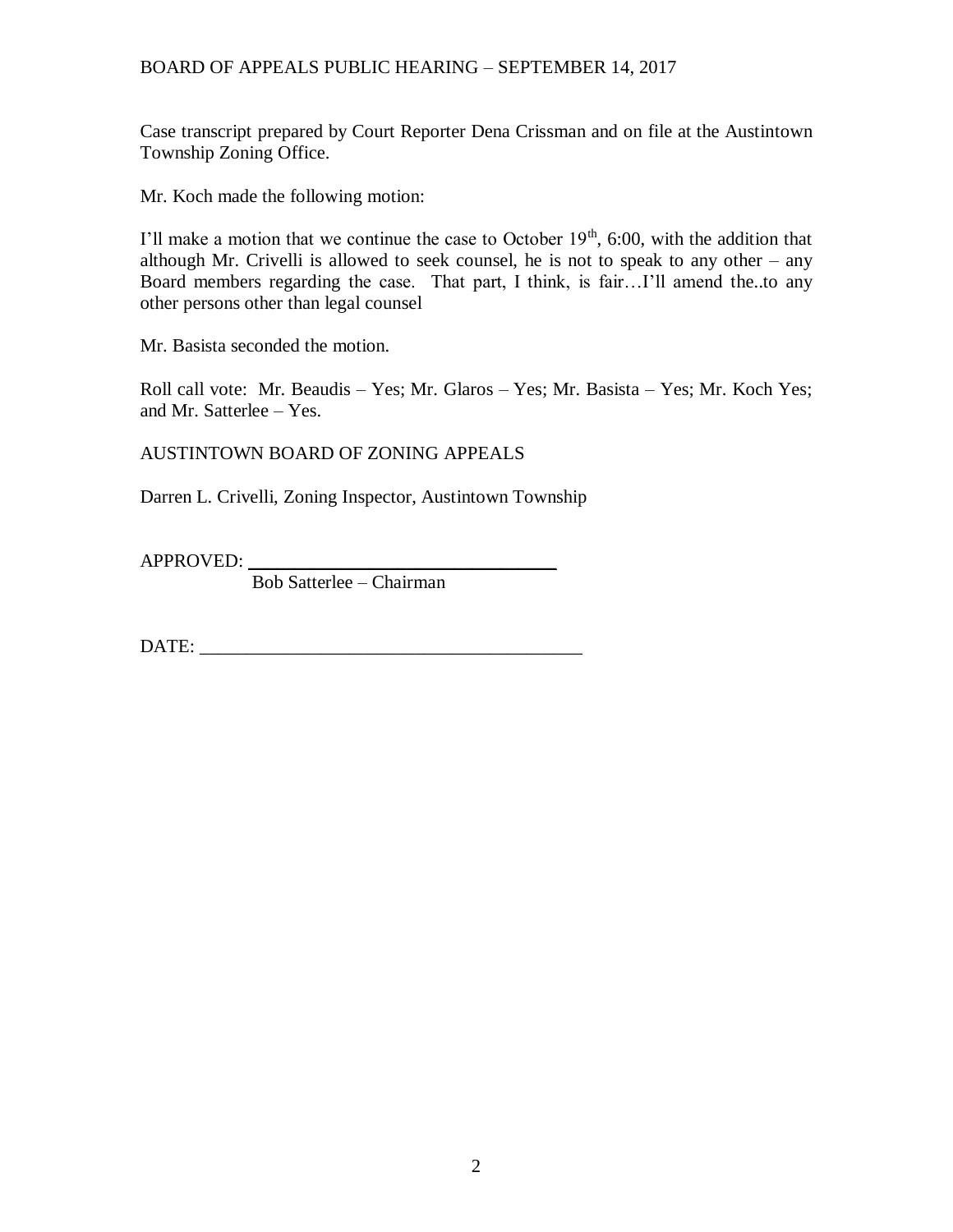Case transcript prepared by Court Reporter Dena Crissman and on file at the Austintown Township Zoning Office.

Mr. Koch made the following motion:

I'll make a motion that we continue the case to October 19th, 6:00, with the addition that although Mr. Crivelli is allowed to seek counsel, he is not to speak to any other – any Board members regarding the case. That part, I think, is fair…I'll amend the..to any other persons other than legal counsel

Mr. Basista seconded the motion.

Roll call vote: Mr. Beaudis – Yes; Mr. Glaros – Yes; Mr. Basista – Yes; Mr. Koch Yes; and Mr. Satterlee – Yes.

AUSTINTOWN BOARD OF ZONING APPEALS

Darren L. Crivelli, Zoning Inspector, Austintown Township

APPROVED: ________________________________
Bob Satterlee – Chairman

DATE: ________________________________________